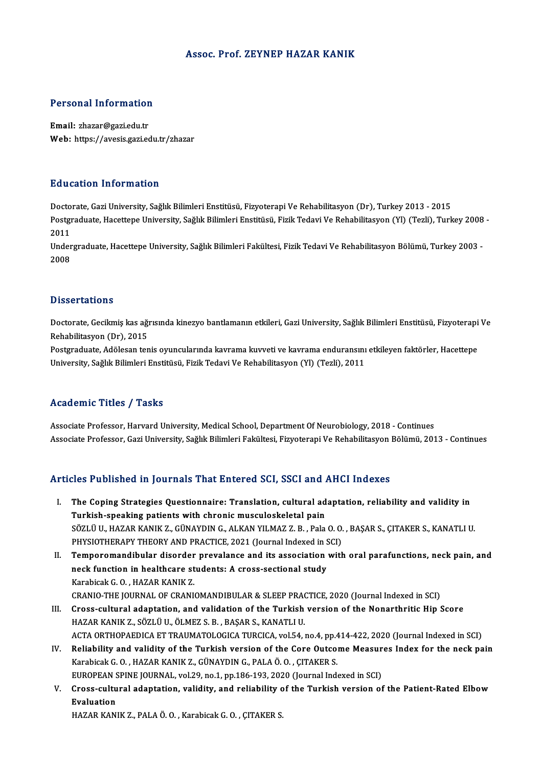# Assoc. Prof. ZEYNEP HAZAR KANIK

## Personal Information

**Email:** zhazar@gazi.edu.tr
**Web:** https://avesis.gazi.edu.tr/zhazar

## Education Information

Doctorate, Gazi University, Sağlık Bilimleri Enstitüsü, Fizyoterapi Ve Rehabilitasyon (Dr), Turkey 2013 - 2015
Postgraduate, Hacettepe University, Sağlık Bilimleri Enstitüsü, Fizik Tedavi Ve Rehabilitasyon (Yl) (Tezli), Turkey 2008 - 2011
Undergraduate, Hacettepe University, Sağlık Bilimleri Fakültesi, Fizik Tedavi Ve Rehabilitasyon Bölümü, Turkey 2003 - 2008

## Dissertations

Doctorate, Gecikmiş kas ağrısında kinezyo bantlamanın etkileri, Gazi University, Sağlık Bilimleri Enstitüsü, Fizyoterapi Ve Rehabilitasyon (Dr), 2015
Postgraduate, Adölesan tenis oyuncularında kavrama kuvveti ve kavrama enduransını etkileyen faktörler, Hacettepe University, Sağlık Bilimleri Enstitüsü, Fizik Tedavi Ve Rehabilitasyon (Yl) (Tezli), 2011

## Academic Titles / Tasks

Associate Professor, Harvard University, Medical School, Department Of Neurobiology, 2018 - Continues
Associate Professor, Gazi University, Sağlık Bilimleri Fakültesi, Fizyoterapi Ve Rehabilitasyon Bölümü, 2013 - Continues

## Articles Published in Journals That Entered SCI, SSCI and AHCI Indexes

I. **The Coping Strategies Questionnaire: Translation, cultural adaptation, reliability and validity in Turkish-speaking patients with chronic musculoskeletal pain**
SÖZLÜ U., HAZAR KANIK Z., GÜNAYDIN G., ALKAN YILMAZ Z. B. , Pala O. O. , BAŞAR S., ÇITAKER S., KANATLI U.
PHYSIOTHERAPY THEORY AND PRACTICE, 2021 (Journal Indexed in SCI)

II. **Temporomandibular disorder prevalance and its association with oral parafunctions, neck pain, and neck function in healthcare students: A cross-sectional study**
Karabicak G. O. , HAZAR KANIK Z.
CRANIO-THE JOURNAL OF CRANIOMANDIBULAR & SLEEP PRACTICE, 2020 (Journal Indexed in SCI)

III. **Cross-cultural adaptation, and validation of the Turkish version of the Nonarthritic Hip Score**
HAZAR KANIK Z., SÖZLÜ U., ÖLMEZ S. B. , BAŞAR S., KANATLI U.
ACTA ORTHOPAEDICA ET TRAUMATOLOGICA TURCICA, vol.54, no.4, pp.414-422, 2020 (Journal Indexed in SCI)

IV. **Reliability and validity of the Turkish version of the Core Outcome Measures Index for the neck pain**
Karabicak G. O. , HAZAR KANIK Z., GÜNAYDIN G., PALA Ö. O. , ÇITAKER S.
EUROPEAN SPINE JOURNAL, vol.29, no.1, pp.186-193, 2020 (Journal Indexed in SCI)

V. **Cross-cultural adaptation, validity, and reliability of the Turkish version of the Patient-Rated Elbow Evaluation**
HAZAR KANIK Z., PALA Ö. O. , Karabicak G. O. , ÇITAKER S.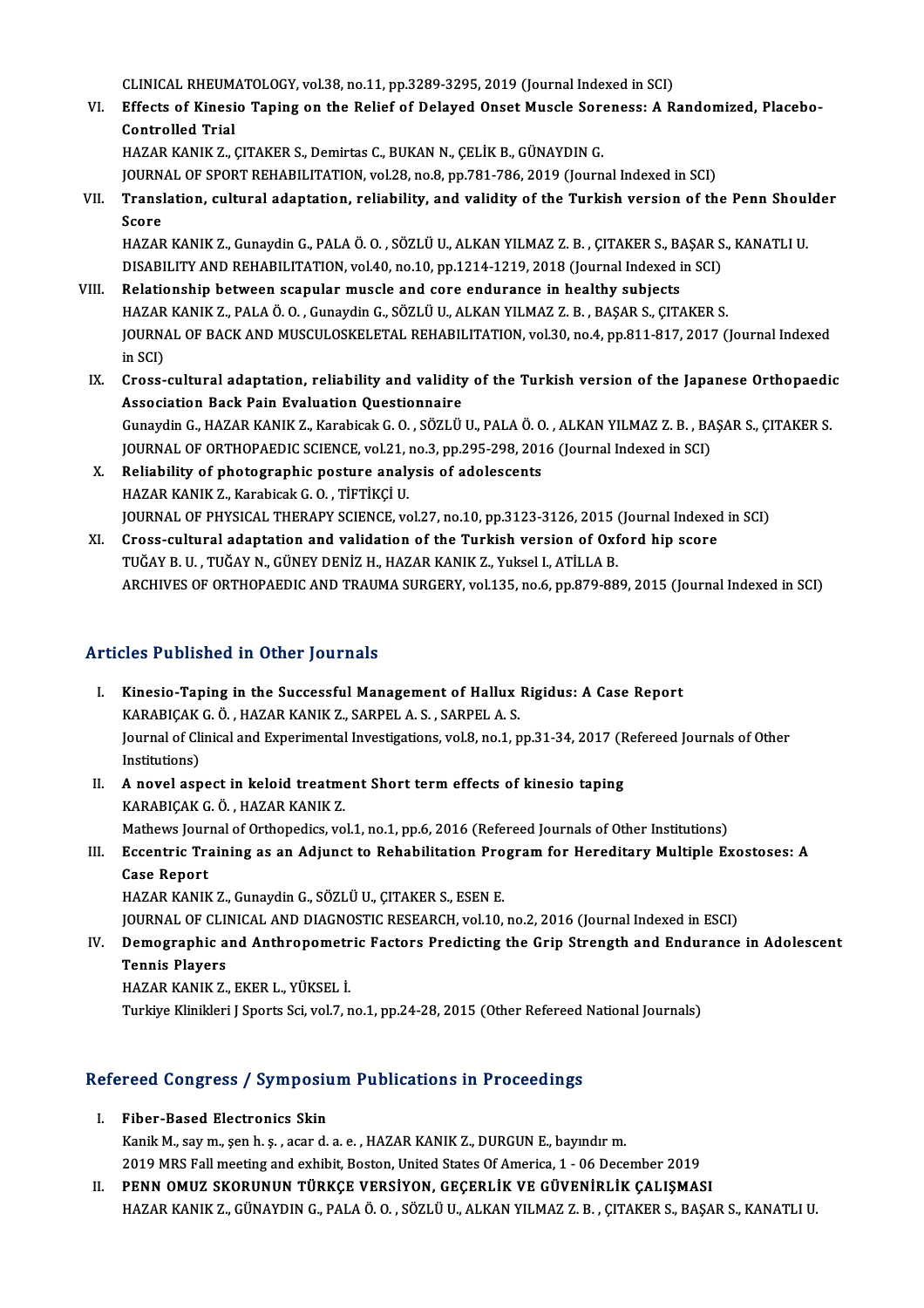CLINICAL RHEUMATOLOGY, vol.38, no.11, pp.3289-3295, 2019 (Journal Indexed in SCI)

VI. **Effects of Kinesio Taping on the Relief of Delayed Onset Muscle Soreness: A Randomized, Placebo-Controlled Trial**
HAZAR KANIK Z., ÇITAKER S., Demirtas C., BUKAN N., ÇELİK B., GÜNAYDIN G.
JOURNAL OF SPORT REHABILITATION, vol.28, no.8, pp.781-786, 2019 (Journal Indexed in SCI)

VII. **Translation, cultural adaptation, reliability, and validity of the Turkish version of the Penn Shoulder Score**
HAZAR KANIK Z., Gunaydin G., PALA Ö. O. , SÖZLÜ U., ALKAN YILMAZ Z. B. , ÇITAKER S., BAŞAR S., KANATLI U.
DISABILITY AND REHABILITATION, vol.40, no.10, pp.1214-1219, 2018 (Journal Indexed in SCI)

VIII. **Relationship between scapular muscle and core endurance in healthy subjects**
HAZAR KANIK Z., PALA Ö. O. , Gunaydin G., SÖZLÜ U., ALKAN YILMAZ Z. B. , BAŞAR S., ÇITAKER S.
JOURNAL OF BACK AND MUSCULOSKELETAL REHABILITATION, vol.30, no.4, pp.811-817, 2017 (Journal Indexed in SCI)

IX. **Cross-cultural adaptation, reliability and validity of the Turkish version of the Japanese Orthopaedic Association Back Pain Evaluation Questionnaire**
Gunaydin G., HAZAR KANIK Z., Karabicak G. O. , SÖZLÜ U., PALA Ö. O. , ALKAN YILMAZ Z. B. , BAŞAR S., ÇITAKER S.
JOURNAL OF ORTHOPAEDIC SCIENCE, vol.21, no.3, pp.295-298, 2016 (Journal Indexed in SCI)

X. **Reliability of photographic posture analysis of adolescents**
HAZAR KANIK Z., Karabicak G. O. , TİFTİKÇİ U.
JOURNAL OF PHYSICAL THERAPY SCIENCE, vol.27, no.10, pp.3123-3126, 2015 (Journal Indexed in SCI)

XI. **Cross-cultural adaptation and validation of the Turkish version of Oxford hip score**
TUĞAY B. U. , TUĞAY N., GÜNEY DENİZ H., HAZAR KANIK Z., Yuksel I., ATİLLA B.
ARCHIVES OF ORTHOPAEDIC AND TRAUMA SURGERY, vol.135, no.6, pp.879-889, 2015 (Journal Indexed in SCI)

## Articles Published in Other Journals

I. **Kinesio-Taping in the Successful Management of Hallux Rigidus: A Case Report**
KARABIÇAK G. Ö. , HAZAR KANIK Z., SARPEL A. S. , SARPEL A. S.
Journal of Clinical and Experimental Investigations, vol.8, no.1, pp.31-34, 2017 (Refereed Journals of Other Institutions)

II. **A novel aspect in keloid treatment Short term effects of kinesio taping**
KARABIÇAK G. Ö. , HAZAR KANIK Z.
Mathews Journal of Orthopedics, vol.1, no.1, pp.6, 2016 (Refereed Journals of Other Institutions)

III. **Eccentric Training as an Adjunct to Rehabilitation Program for Hereditary Multiple Exostoses: A Case Report**
HAZAR KANIK Z., Gunaydin G., SÖZLÜ U., ÇITAKER S., ESEN E.
JOURNAL OF CLINICAL AND DIAGNOSTIC RESEARCH, vol.10, no.2, 2016 (Journal Indexed in ESCI)

IV. **Demographic and Anthropometric Factors Predicting the Grip Strength and Endurance in Adolescent Tennis Players**
HAZAR KANIK Z., EKER L., YÜKSEL İ.
Turkiye Klinikleri J Sports Sci, vol.7, no.1, pp.24-28, 2015 (Other Refereed National Journals)

## Refereed Congress / Symposium Publications in Proceedings

I. **Fiber-Based Electronics Skin**
Kanik M., say m., şen h. ş. , acar d. a. e. , HAZAR KANIK Z., DURGUN E., bayındır m.
2019 MRS Fall meeting and exhibit, Boston, United States Of America, 1 - 06 December 2019

II. **PENN OMUZ SKORUNUN TÜRKÇE VERSİYON, GEÇERLİK VE GÜVENİRLİK ÇALIŞMASI**
HAZAR KANIK Z., GÜNAYDIN G., PALA Ö. O. , SÖZLÜ U., ALKAN YILMAZ Z. B. , ÇITAKER S., BAŞAR S., KANATLI U.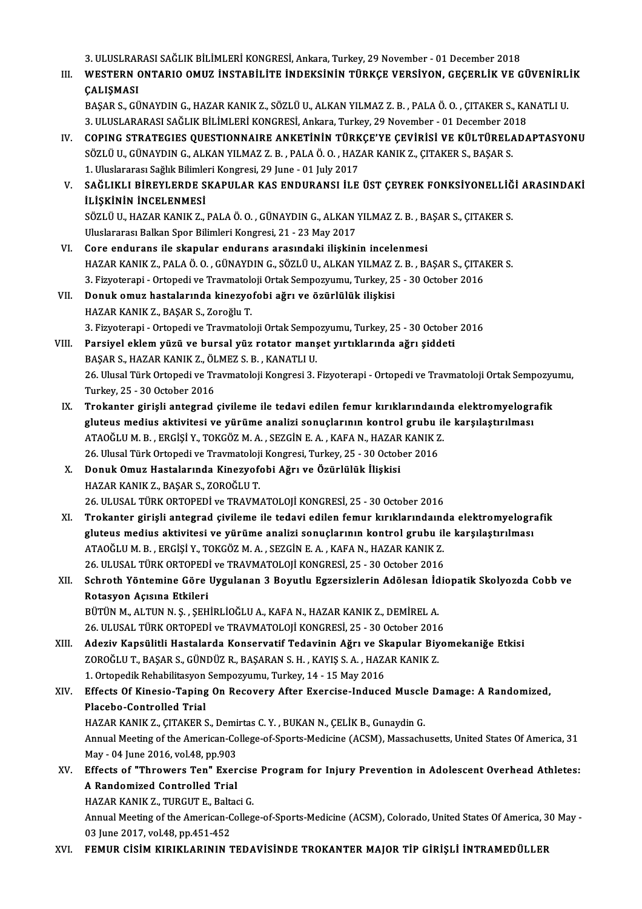3. ULUSLRARASI SAĞLIK BİLİMLERİ KONGRESİ, Ankara, Turkey, 29 November - 01 December 2018

III. **WESTERN ONTARIO OMUZ İNSTABİLİTE İNDEKSİNİN TÜRKÇE VERSİYON, GEÇERLİK VE GÜVENİRLİK ÇALIŞMASI**
BAŞAR S., GÜNAYDIN G., HAZAR KANIK Z., SÖZLÜ U., ALKAN YILMAZ Z. B. , PALA Ö. O. , ÇITAKER S., KANATLI U.
3. ULUSLARARASI SAĞLIK BİLİMLERİ KONGRESİ, Ankara, Turkey, 29 November - 01 December 2018

IV. **COPING STRATEGIES QUESTIONNAIRE ANKETİNİN TÜRKÇE'YE ÇEVİRİSİ VE KÜLTÜRELADAPTASYONU**
SÖZLÜ U., GÜNAYDIN G., ALKAN YILMAZ Z. B. , PALA Ö. O. , HAZAR KANIK Z., ÇITAKER S., BAŞAR S.
1. Uluslararası Sağlık Bilimleri Kongresi, 29 June - 01 July 2017

V. **SAĞLIKLI BİREYLERDE SKAPULAR KAS ENDURANSI İLE ÜST ÇEYREK FONKSİYONELLİĞİ ARASINDAKİ İLİŞKİNİN İNCELENMESİ**
SÖZLÜ U., HAZAR KANIK Z., PALA Ö. O. , GÜNAYDIN G., ALKAN YILMAZ Z. B. , BAŞAR S., ÇITAKER S.
Uluslararası Balkan Spor Bilimleri Kongresi, 21 - 23 May 2017

VI. **Core endurans ile skapular endurans arasındaki ilişkinin incelenmesi**
HAZAR KANIK Z., PALA Ö. O. , GÜNAYDIN G., SÖZLÜ U., ALKAN YILMAZ Z. B. , BAŞAR S., ÇITAKER S.
3. Fizyoterapi - Ortopedi ve Travmatoloji Ortak Sempozyumu, Turkey, 25 - 30 October 2016

VII. **Donuk omuz hastalarında kinezyofobi ağrı ve özürlülük ilişkisi**
HAZAR KANIK Z., BAŞAR S., Zoroğlu T.
3. Fizyoterapi - Ortopedi ve Travmatoloji Ortak Sempozyumu, Turkey, 25 - 30 October 2016

VIII. **Parsiyel eklem yüzü ve bursal yüz rotator manşet yırtıklarında ağrı şiddeti**
BAŞAR S., HAZAR KANIK Z., ÖLMEZ S. B. , KANATLI U.
26. Ulusal Türk Ortopedi ve Travmatoloji Kongresi 3. Fizyoterapi - Ortopedi ve Travmatoloji Ortak Sempozyumu, Turkey, 25 - 30 October 2016

IX. **Trokanter girişli antegrad çivileme ile tedavi edilen femur kırıklarındaında elektromyelografik gluteus medius aktivitesi ve yürüme analizi sonuçlarının kontrol grubu ile karşılaştırılması**
ATAOĞLU M. B. , ERGİŞİ Y., TOKGÖZ M. A. , SEZGİN E. A. , KAFA N., HAZAR KANIK Z.
26. Ulusal Türk Ortopedi ve Travmatoloji Kongresi, Turkey, 25 - 30 October 2016

X. **Donuk Omuz Hastalarında Kinezyofobi Ağrı ve Özürlülük İlişkisi**
HAZAR KANIK Z., BAŞAR S., ZOROĞLU T.
26. ULUSAL TÜRK ORTOPEDİ ve TRAVMATOLOJİ KONGRESİ, 25 - 30 October 2016

XI. **Trokanter girişli antegrad çivileme ile tedavi edilen femur kırıklarındaında elektromyelografik gluteus medius aktivitesi ve yürüme analizi sonuçlarının kontrol grubu ile karşılaştırılması**
ATAOĞLU M. B. , ERGİŞİ Y., TOKGÖZ M. A. , SEZGİN E. A. , KAFA N., HAZAR KANIK Z.
26. ULUSAL TÜRK ORTOPEDİ ve TRAVMATOLOJİ KONGRESİ, 25 - 30 October 2016

XII. **Schroth Yöntemine Göre Uygulanan 3 Boyutlu Egzersizlerin Adölesan İdiopatik Skolyozda Cobb ve Rotasyon Açısına Etkileri**
BÜTÜN M., ALTUN N. Ş. , ŞEHİRLİOĞLU A., KAFA N., HAZAR KANIK Z., DEMİREL A.
26. ULUSAL TÜRK ORTOPEDİ ve TRAVMATOLOJİ KONGRESİ, 25 - 30 October 2016

XIII. **Adeziv Kapsülitli Hastalarda Konservatif Tedavinin Ağrı ve Skapular Biyomekaniğe Etkisi**
ZOROĞLU T., BAŞAR S., GÜNDÜZ R., BAŞARAN S. H. , KAYIŞ S. A. , HAZAR KANIK Z.
1. Ortopedik Rehabilitasyon Sempozyumu, Turkey, 14 - 15 May 2016

XIV. **Effects Of Kinesio-Taping On Recovery After Exercise-Induced Muscle Damage: A Randomized, Placebo-Controlled Trial**
HAZAR KANIK Z., ÇITAKER S., Demirtas C. Y. , BUKAN N., ÇELİK B., Gunaydin G.
Annual Meeting of the American-College-of-Sports-Medicine (ACSM), Massachusetts, United States Of America, 31 May - 04 June 2016, vol.48, pp.903

XV. **Effects of "Throwers Ten" Exercise Program for Injury Prevention in Adolescent Overhead Athletes: A Randomized Controlled Trial**
HAZAR KANIK Z., TURGUT E., Baltaci G.
Annual Meeting of the American-College-of-Sports-Medicine (ACSM), Colorado, United States Of America, 30 May - 03 June 2017, vol.48, pp.451-452

XVI. **FEMUR CİSİM KIRIKLARININ TEDAVİSİNDE TROKANTER MAJOR TİP GİRİŞLİ İNTRAMEDÜLLER**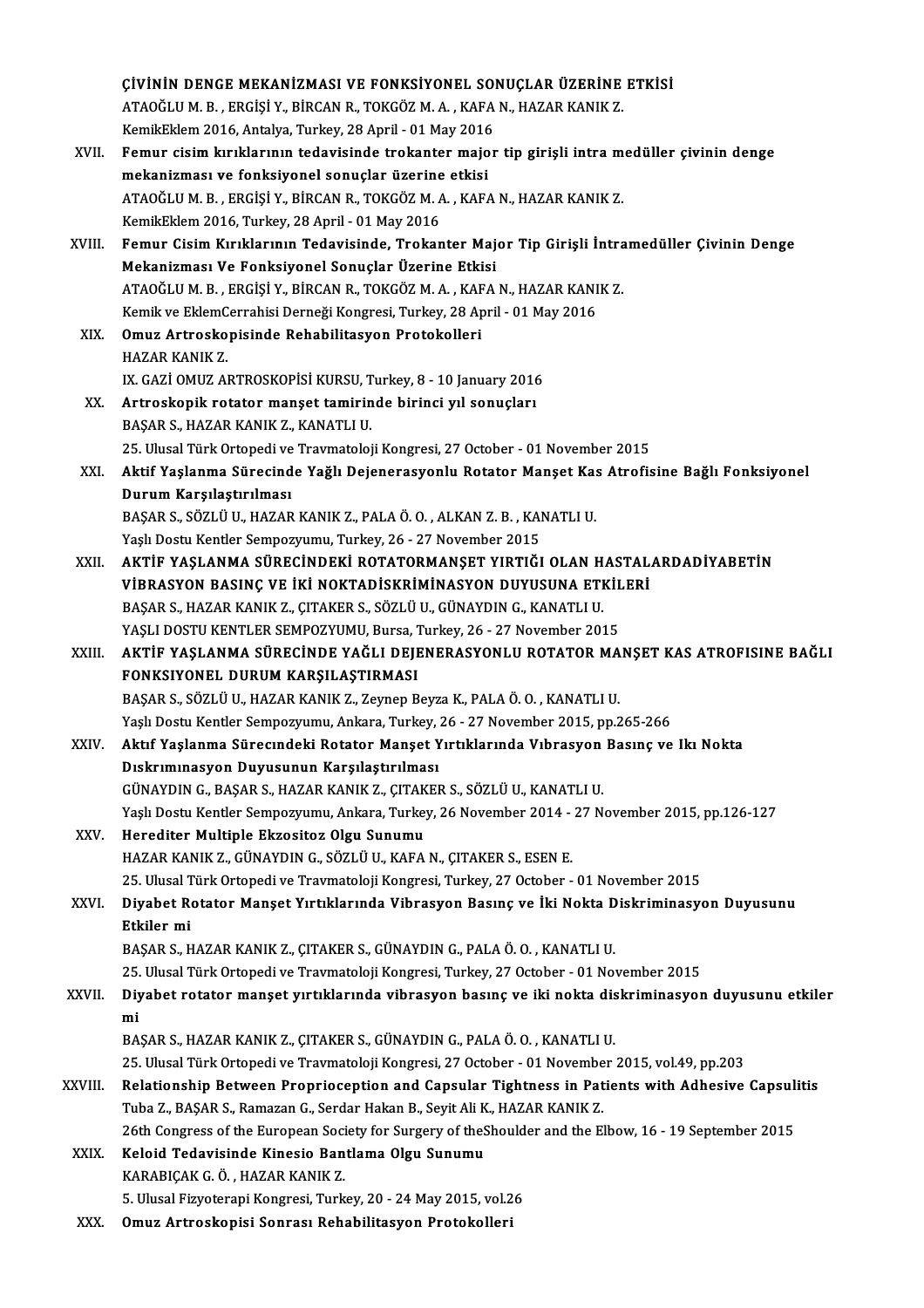ÇİVİNİN DENGE MEKANİZMASI VE FONKSİYONEL SONUÇLAR ÜZERİNE ETKİSİ
ATAOĞLU M. B. , ERGİŞİ Y., BİRCAN R., TOKGÖZ M. A. , KAFA N., HAZAR KANIK Z.
KemikEklem 2016, Antalya, Turkey, 28 April - 01 May 2016

XVII. **Femur cisim kırıklarının tedavisinde trokanter major tip girişli intra medüller çivinin denge mekanizması ve fonksiyonel sonuçlar üzerine etkisi**
ATAOĞLU M. B. , ERGİŞİ Y., BİRCAN R., TOKGÖZ M. A. , KAFA N., HAZAR KANIK Z.
KemikEklem 2016, Turkey, 28 April - 01 May 2016

XVIII. **Femur Cisim Kırıklarının Tedavisinde, Trokanter Major Tip Girişli İntramedüller Çivinin Denge Mekanizması Ve Fonksiyonel Sonuçlar Üzerine Etkisi**
ATAOĞLU M. B. , ERGİŞİ Y., BİRCAN R., TOKGÖZ M. A. , KAFA N., HAZAR KANIK Z.
Kemik ve EklemCerrahisi Derneği Kongresi, Turkey, 28 April - 01 May 2016

XIX. **Omuz Artroskopisinde Rehabilitasyon Protokolleri**
HAZAR KANIK Z.
IX. GAZİ OMUZ ARTROSKOPİSİ KURSU, Turkey, 8 - 10 January 2016

XX. **Artroskopik rotator manşet tamirinde birinci yıl sonuçları**
BAŞAR S., HAZAR KANIK Z., KANATLI U.
25. Ulusal Türk Ortopedi ve Travmatoloji Kongresi, 27 October - 01 November 2015

XXI. **Aktif Yaşlanma Sürecinde Yağlı Dejenerasyonlu Rotator Manşet Kas Atrofisine Bağlı Fonksiyonel Durum Karşılaştırılması**
BAŞAR S., SÖZLÜ U., HAZAR KANIK Z., PALA Ö. O. , ALKAN Z. B. , KANATLI U.
Yaşlı Dostu Kentler Sempozyumu, Turkey, 26 - 27 November 2015

XXII. **AKTİF YAŞLANMA SÜRECİNDEKİ ROTATORMANŞET YIRTIĞI OLAN HASTALARDADİYABETİN VİBRASYON BASINÇ VE İKİ NOKTADİSKRİMİNASYON DUYUSUNA ETKİLERİ**
BAŞAR S., HAZAR KANIK Z., ÇITAKER S., SÖZLÜ U., GÜNAYDIN G., KANATLI U.
YAŞLI DOSTU KENTLER SEMPOZYUMU, Bursa, Turkey, 26 - 27 November 2015

XXIII. **AKTİF YAŞLANMA SÜRECİNDE YAĞLI DEJENERASYONLU ROTATOR MANŞET KAS ATROFISINE BAĞLI FONKSIYONEL DURUM KARŞILAŞTIRMASI**
BAŞAR S., SÖZLÜ U., HAZAR KANIK Z., Zeynep Beyza K., PALA Ö. O. , KANATLI U.
Yaşlı Dostu Kentler Sempozyumu, Ankara, Turkey, 26 - 27 November 2015, pp.265-266

XXIV. **Aktıf Yaşlanma Sürecındeki Rotator Manşet Yırtıklarında Vıbrasyon Basınç ve Ikı Nokta Dıskrımınasyon Duyusunun Karşılaştırılması**
GÜNAYDIN G., BAŞAR S., HAZAR KANIK Z., ÇITAKER S., SÖZLÜ U., KANATLI U.
Yaşlı Dostu Kentler Sempozyumu, Ankara, Turkey, 26 November 2014 - 27 November 2015, pp.126-127

XXV. **Herediter Multiple Ekzositoz Olgu Sunumu**
HAZAR KANIK Z., GÜNAYDIN G., SÖZLÜ U., KAFA N., ÇITAKER S., ESEN E.
25. Ulusal Türk Ortopedi ve Travmatoloji Kongresi, Turkey, 27 October - 01 November 2015

XXVI. **Diyabet Rotator Manşet Yırtıklarında Vibrasyon Basınç ve İki Nokta Diskriminasyon Duyusunu Etkiler mi**
BAŞAR S., HAZAR KANIK Z., ÇITAKER S., GÜNAYDIN G., PALA Ö. O. , KANATLI U.
25. Ulusal Türk Ortopedi ve Travmatoloji Kongresi, Turkey, 27 October - 01 November 2015

XXVII. **Diyabet rotator manşet yırtıklarında vibrasyon basınç ve iki nokta diskriminasyon duyusunu etkiler mi**
BAŞAR S., HAZAR KANIK Z., ÇITAKER S., GÜNAYDIN G., PALA Ö. O. , KANATLI U.
25. Ulusal Türk Ortopedi ve Travmatoloji Kongresi, 27 October - 01 November 2015, vol.49, pp.203

XXVIII. **Relationship Between Proprioception and Capsular Tightness in Patients with Adhesive Capsulitis**
Tuba Z., BAŞAR S., Ramazan G., Serdar Hakan B., Seyit Ali K., HAZAR KANIK Z.
26th Congress of the European Society for Surgery of theShoulder and the Elbow, 16 - 19 September 2015

XXIX. **Keloid Tedavisinde Kinesio Bantlama Olgu Sunumu**
KARABIÇAK G. Ö. , HAZAR KANIK Z.
5. Ulusal Fizyoterapi Kongresi, Turkey, 20 - 24 May 2015, vol.26

XXX. **Omuz Artroskopisi Sonrası Rehabilitasyon Protokolleri**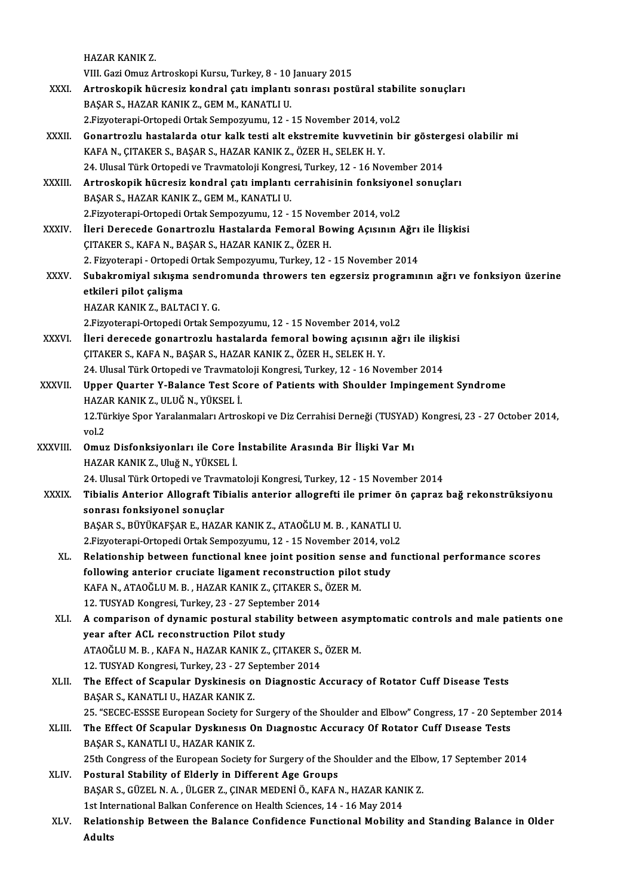HAZAR KANIK Z.
VIII. Gazi Omuz Artroskopi Kursu, Turkey, 8 - 10 January 2015

XXXI. **Artroskopik hücresiz kondral çatı implantı sonrası postüral stabilite sonuçları**
BAŞAR S., HAZAR KANIK Z., GEM M., KANATLI U.
2.Fizyoterapi-Ortopedi Ortak Sempozyumu, 12 - 15 November 2014, vol.2

XXXII. **Gonartrozlu hastalarda otur kalk testi alt ekstremite kuvvetinin bir göstergesi olabilir mi**
KAFA N., ÇITAKER S., BAŞAR S., HAZAR KANIK Z., ÖZER H., SELEK H. Y.
24. Ulusal Türk Ortopedi ve Travmatoloji Kongresi, Turkey, 12 - 16 November 2014

XXXIII. **Artroskopik hücresiz kondral çatı implantı cerrahisinin fonksiyonel sonuçları**
BAŞAR S., HAZAR KANIK Z., GEM M., KANATLI U.
2.Fizyoterapi-Ortopedi Ortak Sempozyumu, 12 - 15 November 2014, vol.2

XXXIV. **İleri Derecede Gonartrozlu Hastalarda Femoral Bowing Açısının Ağrı ile İlişkisi**
ÇITAKER S., KAFA N., BAŞAR S., HAZAR KANIK Z., ÖZER H.
2. Fizyoterapi - Ortopedi Ortak Sempozyumu, Turkey, 12 - 15 November 2014

XXXV. **Subakromiyal sıkışma sendromunda throwers ten egzersiz programının ağrı ve fonksiyon üzerine etkileri pilot çalişma**
HAZAR KANIK Z., BALTACI Y. G.
2.Fizyoterapi-Ortopedi Ortak Sempozyumu, 12 - 15 November 2014, vol.2

XXXVI. **İleri derecede gonartrozlu hastalarda femoral bowing açısının ağrı ile ilişkisi**
ÇITAKER S., KAFA N., BAŞAR S., HAZAR KANIK Z., ÖZER H., SELEK H. Y.
24. Ulusal Türk Ortopedi ve Travmatoloji Kongresi, Turkey, 12 - 16 November 2014

XXXVII. **Upper Quarter Y-Balance Test Score of Patients with Shoulder Impingement Syndrome**
HAZAR KANIK Z., ULUĞ N., YÜKSEL İ.
12.Türkiye Spor Yaralanmaları Artroskopi ve Diz Cerrahisi Derneği (TUSYAD) Kongresi, 23 - 27 October 2014, vol.2

XXXVIII. **Omuz Disfonksiyonları ile Core İnstabilite Arasında Bir İlişki Var Mı**
HAZAR KANIK Z., Uluğ N., YÜKSEL İ.
24. Ulusal Türk Ortopedi ve Travmatoloji Kongresi, Turkey, 12 - 15 November 2014

XXXIX. **Tibialis Anterior Allograft Tibialis anterior allogrefti ile primer ön çapraz bağ rekonstrüksiyonu sonrası fonksiyonel sonuçlar**
BAŞAR S., BÜYÜKAFŞAR E., HAZAR KANIK Z., ATAOĞLU M. B. , KANATLI U.
2.Fizyoterapi-Ortopedi Ortak Sempozyumu, 12 - 15 November 2014, vol.2

XL. **Relationship between functional knee joint position sense and functional performance scores following anterior cruciate ligament reconstruction pilot study**
KAFA N., ATAOĞLU M. B. , HAZAR KANIK Z., ÇITAKER S., ÖZER M.
12. TUSYAD Kongresi, Turkey, 23 - 27 September 2014

XLI. **A comparison of dynamic postural stability between asymptomatic controls and male patients one year after ACL reconstruction Pilot study**
ATAOĞLU M. B. , KAFA N., HAZAR KANIK Z., ÇITAKER S., ÖZER M.
12. TUSYAD Kongresi, Turkey, 23 - 27 September 2014

XLII. **The Effect of Scapular Dyskinesis on Diagnostic Accuracy of Rotator Cuff Disease Tests**
BAŞAR S., KANATLI U., HAZAR KANIK Z.
25. "SECEC-ESSSE European Society for Surgery of the Shoulder and Elbow" Congress, 17 - 20 September 2014

XLIII. **The Effect Of Scapular Dyskınesıs On Dıagnostıc Accuracy Of Rotator Cuff Dısease Tests**
BAŞAR S., KANATLI U., HAZAR KANIK Z.
25th Congress of the European Society for Surgery of the Shoulder and the Elbow, 17 September 2014

XLIV. **Postural Stability of Elderly in Different Age Groups**
BAŞAR S., GÜZEL N. A. , ÜLGER Z., ÇINAR MEDENİ Ö., KAFA N., HAZAR KANIK Z.
1st International Balkan Conference on Health Sciences, 14 - 16 May 2014

XLV. **Relationship Between the Balance Confidence Functional Mobility and Standing Balance in Older Adults**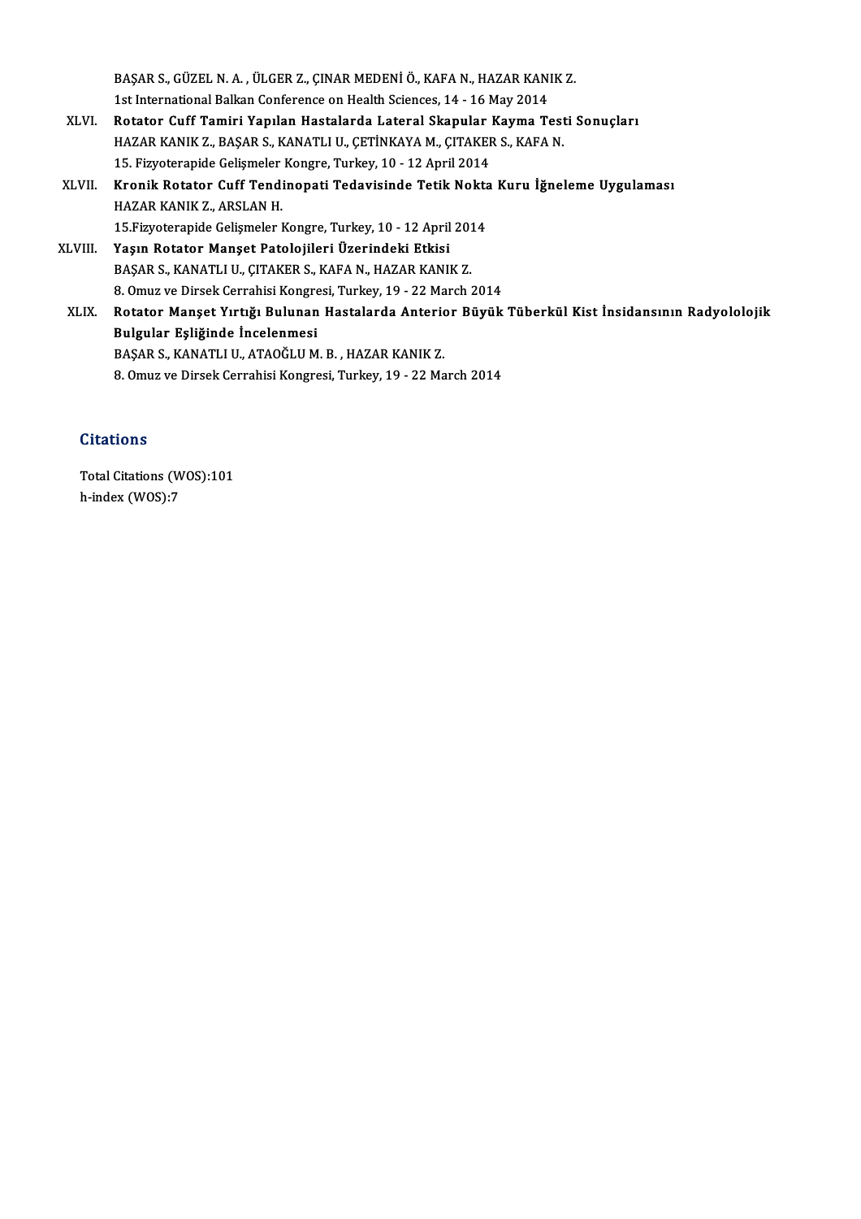BAŞAR S., GÜZEL N. A. , ÜLGER Z., ÇINAR MEDENİ Ö., KAFA N., HAZAR KANIK Z.
1st International Balkan Conference on Health Sciences, 14 - 16 May 2014

XLVI. **Rotator Cuff Tamiri Yapılan Hastalarda Lateral Skapular Kayma Testi Sonuçları**
HAZAR KANIK Z., BAŞAR S., KANATLI U., ÇETİNKAYA M., ÇITAKER S., KAFA N.
15. Fizyoterapide Gelişmeler Kongre, Turkey, 10 - 12 April 2014

XLVII. **Kronik Rotator Cuff Tendinopati Tedavisinde Tetik Nokta Kuru İğneleme Uygulaması**
HAZAR KANIK Z., ARSLAN H.
15.Fizyoterapide Gelişmeler Kongre, Turkey, 10 - 12 April 2014

XLVIII. **Yaşın Rotator Manşet Patolojileri Üzerindeki Etkisi**
BAŞAR S., KANATLI U., ÇITAKER S., KAFA N., HAZAR KANIK Z.
8. Omuz ve Dirsek Cerrahisi Kongresi, Turkey, 19 - 22 March 2014

XLIX. **Rotator Manşet Yırtığı Bulunan Hastalarda Anterior Büyük Tüberkül Kist İnsidansının Radyolololojik Bulgular Eşliğinde İncelenmesi**
BAŞAR S., KANATLI U., ATAOĞLU M. B. , HAZAR KANIK Z.
8. Omuz ve Dirsek Cerrahisi Kongresi, Turkey, 19 - 22 March 2014

## Citations

Total Citations (WOS):101
h-index (WOS):7